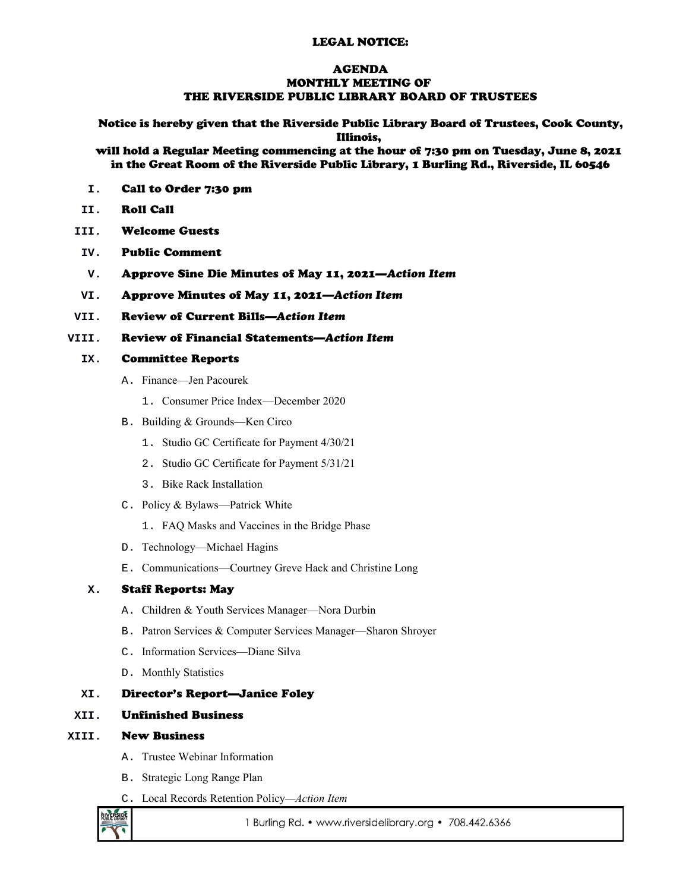**LEGAL NOTICE:**

# AGENDA
# MONTHLY MEETING OF
# THE RIVERSIDE PUBLIC LIBRARY BOARD OF TRUSTEES

**Notice is hereby given that the Riverside Public Library Board of Trustees, Cook County, Illinois, will hold a Regular Meeting commencing at the hour of 7:30 pm on Tuesday, June 8, 2021 in the Great Room of the Riverside Public Library, 1 Burling Rd., Riverside, IL 60546**

I. **Call to Order 7:30 pm**

II. **Roll Call**

III. **Welcome Guests**

IV. **Public Comment**

V. **Approve Sine Die Minutes of May 11, 2021—*Action Item***

VI. **Approve Minutes of May 11, 2021—*Action Item***

VII. **Review of Current Bills—*Action Item***

VIII. **Review of Financial Statements—*Action Item***

IX. **Committee Reports**
- A. Finance—Jen Pacourek
  - 1. Consumer Price Index—December 2020
- B. Building & Grounds—Ken Circo
  - 1. Studio GC Certificate for Payment 4/30/21
  - 2. Studio GC Certificate for Payment 5/31/21
  - 3. Bike Rack Installation
- C. Policy & Bylaws—Patrick White
  - 1. FAQ Masks and Vaccines in the Bridge Phase
- D. Technology—Michael Hagins
- E. Communications—Courtney Greve Hack and Christine Long

X. **Staff Reports: May**
- A. Children & Youth Services Manager—Nora Durbin
- B. Patron Services & Computer Services Manager—Sharon Shroyer
- C. Information Services—Diane Silva
- D. Monthly Statistics

XI. **Director's Report—Janice Foley**

XII. **Unfinished Business**

XIII. **New Business**
- A. Trustee Webinar Information
- B. Strategic Long Range Plan
- C. Local Records Retention Policy—*Action Item*

1 Burling Rd. • www.riversidelibrary.org • 708.442.6366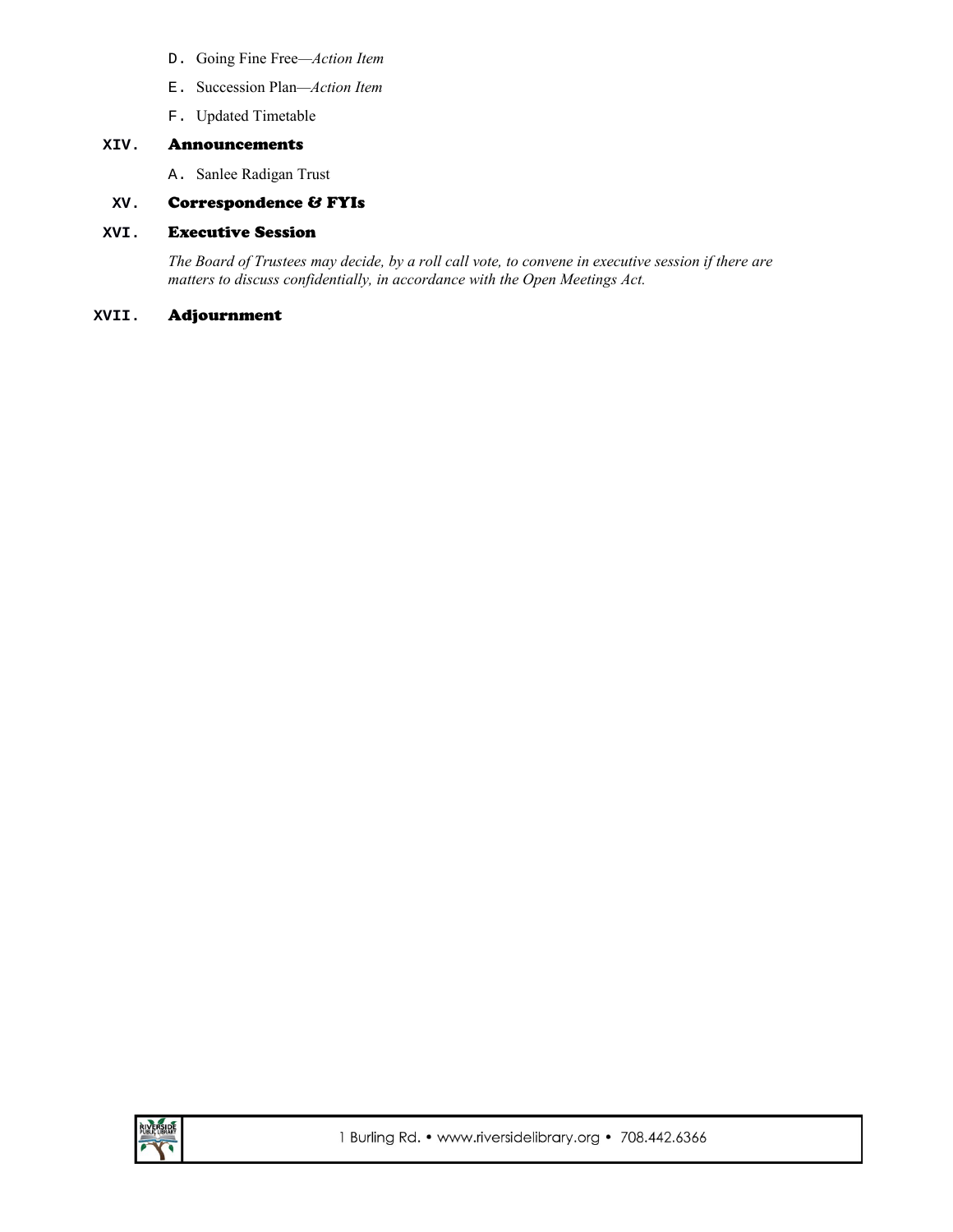D. Going Fine Free—*Action Item*

E. Succession Plan—*Action Item*

F. Updated Timetable

## XIV. Announcements

A. Sanlee Radigan Trust

## XV. Correspondence & FYIs

## XVI. Executive Session

*The Board of Trustees may decide, by a roll call vote, to convene in executive session if there are matters to discuss confidentially, in accordance with the Open Meetings Act.*

## XVII. Adjournment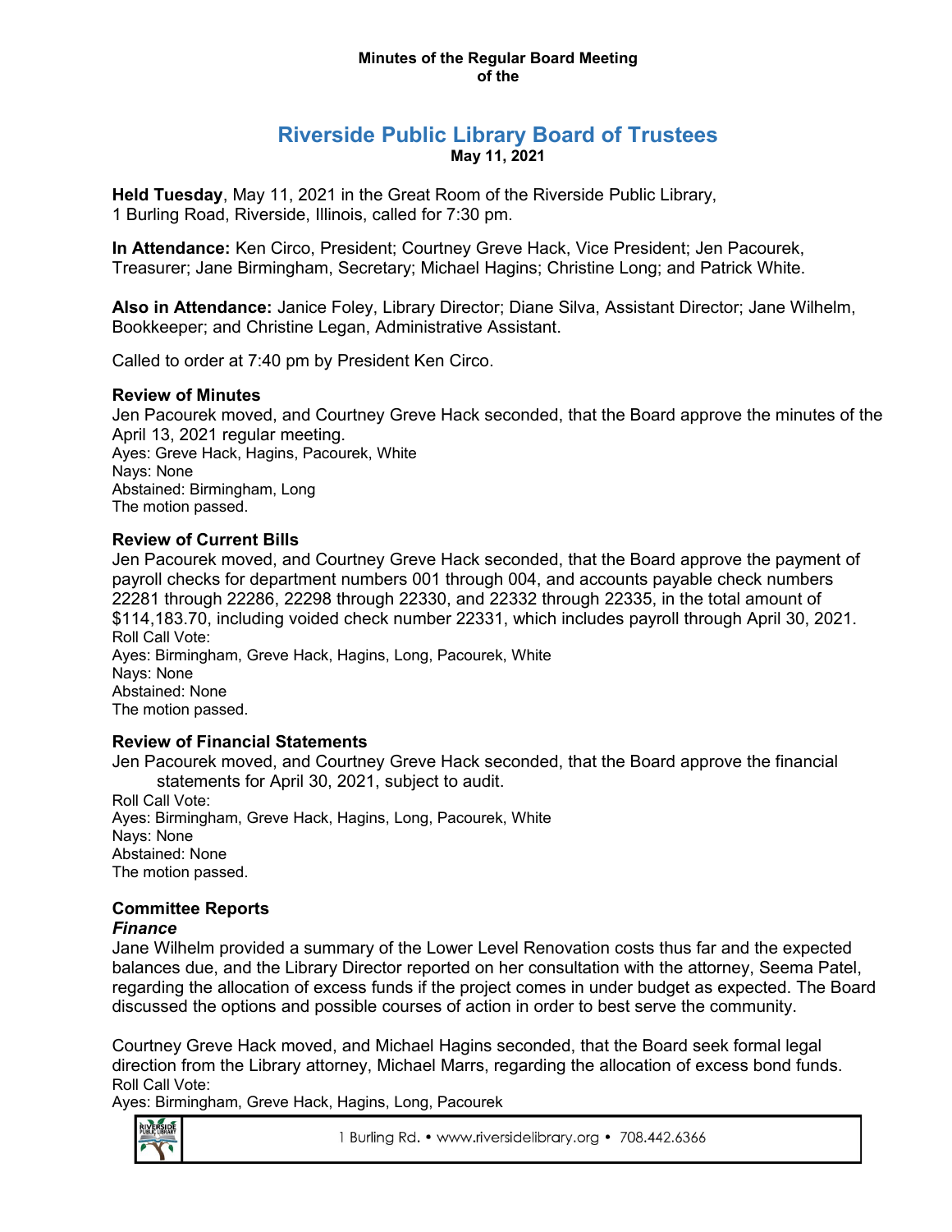**Minutes of the Regular Board Meeting of the**

# Riverside Public Library Board of Trustees

**May 11, 2021**

**Held Tuesday**, May 11, 2021 in the Great Room of the Riverside Public Library, 1 Burling Road, Riverside, Illinois, called for 7:30 pm.

**In Attendance:** Ken Circo, President; Courtney Greve Hack, Vice President; Jen Pacourek, Treasurer; Jane Birmingham, Secretary; Michael Hagins; Christine Long; and Patrick White.

**Also in Attendance:** Janice Foley, Library Director; Diane Silva, Assistant Director; Jane Wilhelm, Bookkeeper; and Christine Legan, Administrative Assistant.

Called to order at 7:40 pm by President Ken Circo.

### Review of Minutes

Jen Pacourek moved, and Courtney Greve Hack seconded, that the Board approve the minutes of the April 13, 2021 regular meeting.
Ayes: Greve Hack, Hagins, Pacourek, White
Nays: None
Abstained: Birmingham, Long
The motion passed.

### Review of Current Bills

Jen Pacourek moved, and Courtney Greve Hack seconded, that the Board approve the payment of payroll checks for department numbers 001 through 004, and accounts payable check numbers 22281 through 22286, 22298 through 22330, and 22332 through 22335, in the total amount of $114,183.70, including voided check number 22331, which includes payroll through April 30, 2021.
Roll Call Vote:
Ayes: Birmingham, Greve Hack, Hagins, Long, Pacourek, White
Nays: None
Abstained: None
The motion passed.

### Review of Financial Statements

Jen Pacourek moved, and Courtney Greve Hack seconded, that the Board approve the financial statements for April 30, 2021, subject to audit.
Roll Call Vote:
Ayes: Birmingham, Greve Hack, Hagins, Long, Pacourek, White
Nays: None
Abstained: None
The motion passed.

### Committee Reports

#### *Finance*

Jane Wilhelm provided a summary of the Lower Level Renovation costs thus far and the expected balances due, and the Library Director reported on her consultation with the attorney, Seema Patel, regarding the allocation of excess funds if the project comes in under budget as expected. The Board discussed the options and possible courses of action in order to best serve the community.

Courtney Greve Hack moved, and Michael Hagins seconded, that the Board seek formal legal direction from the Library attorney, Michael Marrs, regarding the allocation of excess bond funds.
Roll Call Vote:
Ayes: Birmingham, Greve Hack, Hagins, Long, Pacourek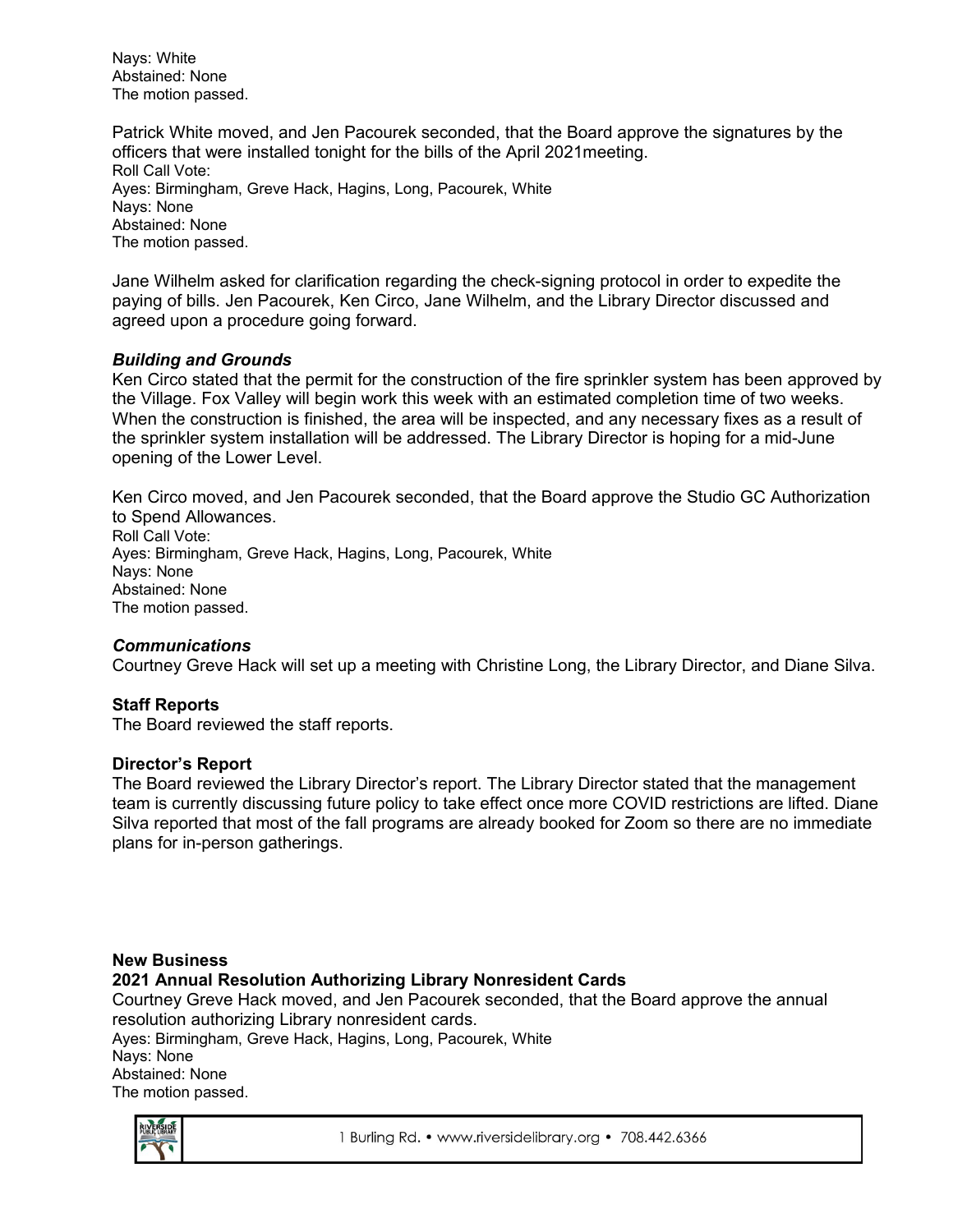Nays: White
Abstained: None
The motion passed.

Patrick White moved, and Jen Pacourek seconded, that the Board approve the signatures by the officers that were installed tonight for the bills of the April 2021meeting.
Roll Call Vote:
Ayes: Birmingham, Greve Hack, Hagins, Long, Pacourek, White
Nays: None
Abstained: None
The motion passed.

Jane Wilhelm asked for clarification regarding the check-signing protocol in order to expedite the paying of bills. Jen Pacourek, Ken Circo, Jane Wilhelm, and the Library Director discussed and agreed upon a procedure going forward.

***Building and Grounds***

Ken Circo stated that the permit for the construction of the fire sprinkler system has been approved by the Village. Fox Valley will begin work this week with an estimated completion time of two weeks. When the construction is finished, the area will be inspected, and any necessary fixes as a result of the sprinkler system installation will be addressed. The Library Director is hoping for a mid-June opening of the Lower Level.

Ken Circo moved, and Jen Pacourek seconded, that the Board approve the Studio GC Authorization to Spend Allowances.
Roll Call Vote:
Ayes: Birmingham, Greve Hack, Hagins, Long, Pacourek, White
Nays: None
Abstained: None
The motion passed.

***Communications***

Courtney Greve Hack will set up a meeting with Christine Long, the Library Director, and Diane Silva.

**Staff Reports**

The Board reviewed the staff reports.

**Director's Report**

The Board reviewed the Library Director's report. The Library Director stated that the management team is currently discussing future policy to take effect once more COVID restrictions are lifted. Diane Silva reported that most of the fall programs are already booked for Zoom so there are no immediate plans for in-person gatherings.

**New Business**

**2021 Annual Resolution Authorizing Library Nonresident Cards**

Courtney Greve Hack moved, and Jen Pacourek seconded, that the Board approve the annual resolution authorizing Library nonresident cards.
Ayes: Birmingham, Greve Hack, Hagins, Long, Pacourek, White
Nays: None
Abstained: None
The motion passed.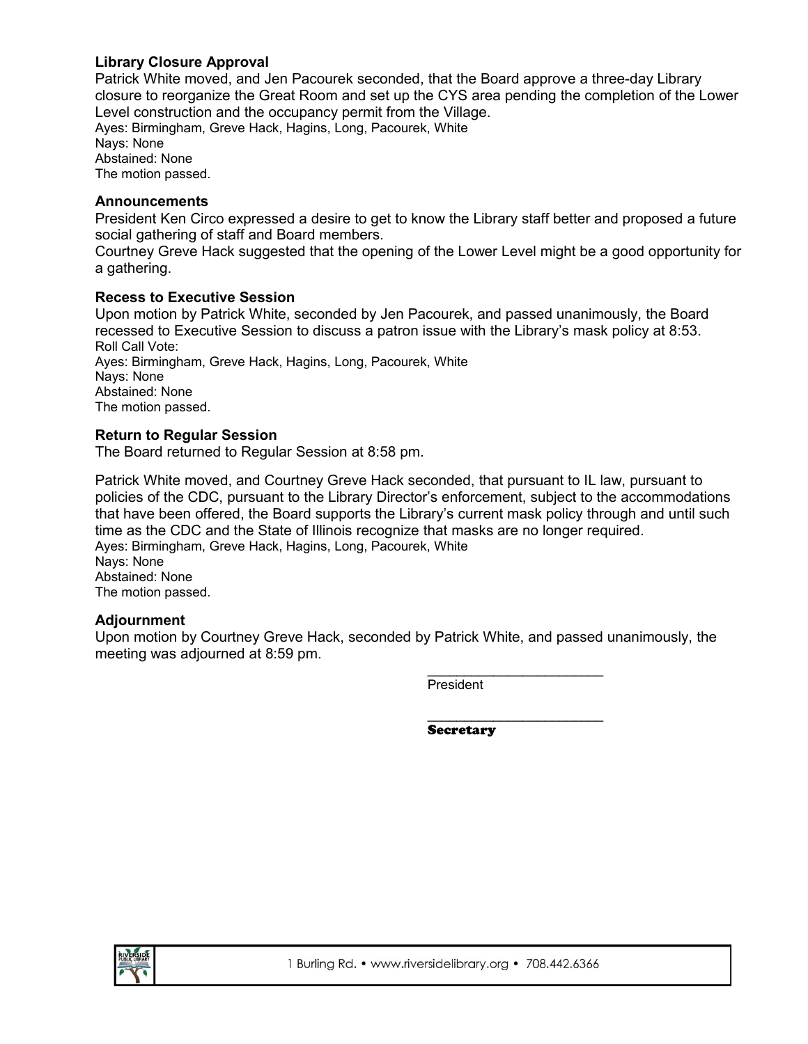**Library Closure Approval**

Patrick White moved, and Jen Pacourek seconded, that the Board approve a three-day Library closure to reorganize the Great Room and set up the CYS area pending the completion of the Lower Level construction and the occupancy permit from the Village.
Ayes: Birmingham, Greve Hack, Hagins, Long, Pacourek, White
Nays: None
Abstained: None
The motion passed.

**Announcements**

President Ken Circo expressed a desire to get to know the Library staff better and proposed a future social gathering of staff and Board members.
Courtney Greve Hack suggested that the opening of the Lower Level might be a good opportunity for a gathering.

**Recess to Executive Session**

Upon motion by Patrick White, seconded by Jen Pacourek, and passed unanimously, the Board recessed to Executive Session to discuss a patron issue with the Library's mask policy at 8:53.
Roll Call Vote:
Ayes: Birmingham, Greve Hack, Hagins, Long, Pacourek, White
Nays: None
Abstained: None
The motion passed.

**Return to Regular Session**

The Board returned to Regular Session at 8:58 pm.

Patrick White moved, and Courtney Greve Hack seconded, that pursuant to IL law, pursuant to policies of the CDC, pursuant to the Library Director's enforcement, subject to the accommodations that have been offered, the Board supports the Library's current mask policy through and until such time as the CDC and the State of Illinois recognize that masks are no longer required.
Ayes: Birmingham, Greve Hack, Hagins, Long, Pacourek, White
Nays: None
Abstained: None
The motion passed.

**Adjournment**

Upon motion by Courtney Greve Hack, seconded by Patrick White, and passed unanimously, the meeting was adjourned at 8:59 pm.

________________________
President

________________________
**Secretary**